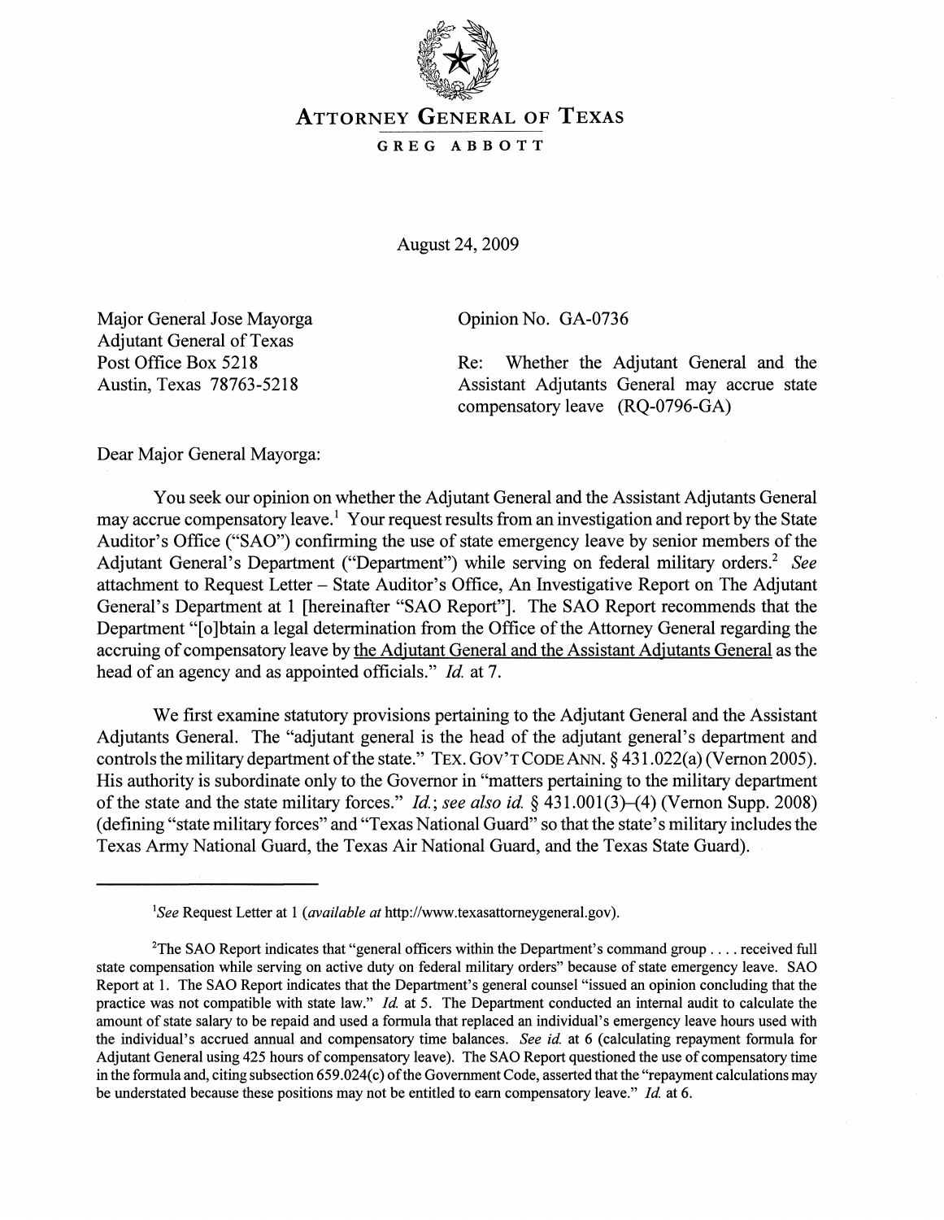# ATTORNEY GENERAL OF TEXAS

**GREG ABBOTT**

August 24, 2009

Major General Jose Mayorga
Adjutant General of Texas
Post Office Box 5218
Austin, Texas 78763-5218

Opinion No. GA-0736

Re: Whether the Adjutant General and the Assistant Adjutants General may accrue state compensatory leave (RQ-0796-GA)

Dear Major General Mayorga:

You seek our opinion on whether the Adjutant General and the Assistant Adjutants General may accrue compensatory leave.[1] Your request results from an investigation and report by the State Auditor's Office ("SAO") confirming the use of state emergency leave by senior members of the Adjutant General's Department ("Department") while serving on federal military orders.[2] *See* attachment to Request Letter – State Auditor's Office, An Investigative Report on The Adjutant General's Department at 1 [hereinafter "SAO Report"]. The SAO Report recommends that the Department "[o]btain a legal determination from the Office of the Attorney General regarding the accruing of compensatory leave by the Adjutant General and the Assistant Adjutants General as the head of an agency and as appointed officials." *Id.* at 7.

We first examine statutory provisions pertaining to the Adjutant General and the Assistant Adjutants General. The "adjutant general is the head of the adjutant general's department and controls the military department of the state." TEX. GOV'T CODE ANN. § 431.022(a) (Vernon 2005). His authority is subordinate only to the Governor in "matters pertaining to the military department of the state and the state military forces." *Id.*; *see also id.* § 431.001(3)–(4) (Vernon Supp. 2008) (defining "state military forces" and "Texas National Guard" so that the state's military includes the Texas Army National Guard, the Texas Air National Guard, and the Texas State Guard).

---

[1] *See* Request Letter at 1 (*available at* http://www.texasattorneygeneral.gov).

[2] The SAO Report indicates that "general officers within the Department's command group . . . . received full state compensation while serving on active duty on federal military orders" because of state emergency leave. SAO Report at 1. The SAO Report indicates that the Department's general counsel "issued an opinion concluding that the practice was not compatible with state law." *Id.* at 5. The Department conducted an internal audit to calculate the amount of state salary to be repaid and used a formula that replaced an individual's emergency leave hours used with the individual's accrued annual and compensatory time balances. *See id.* at 6 (calculating repayment formula for Adjutant General using 425 hours of compensatory leave). The SAO Report questioned the use of compensatory time in the formula and, citing subsection 659.024(c) of the Government Code, asserted that the "repayment calculations may be understated because these positions may not be entitled to earn compensatory leave." *Id.* at 6.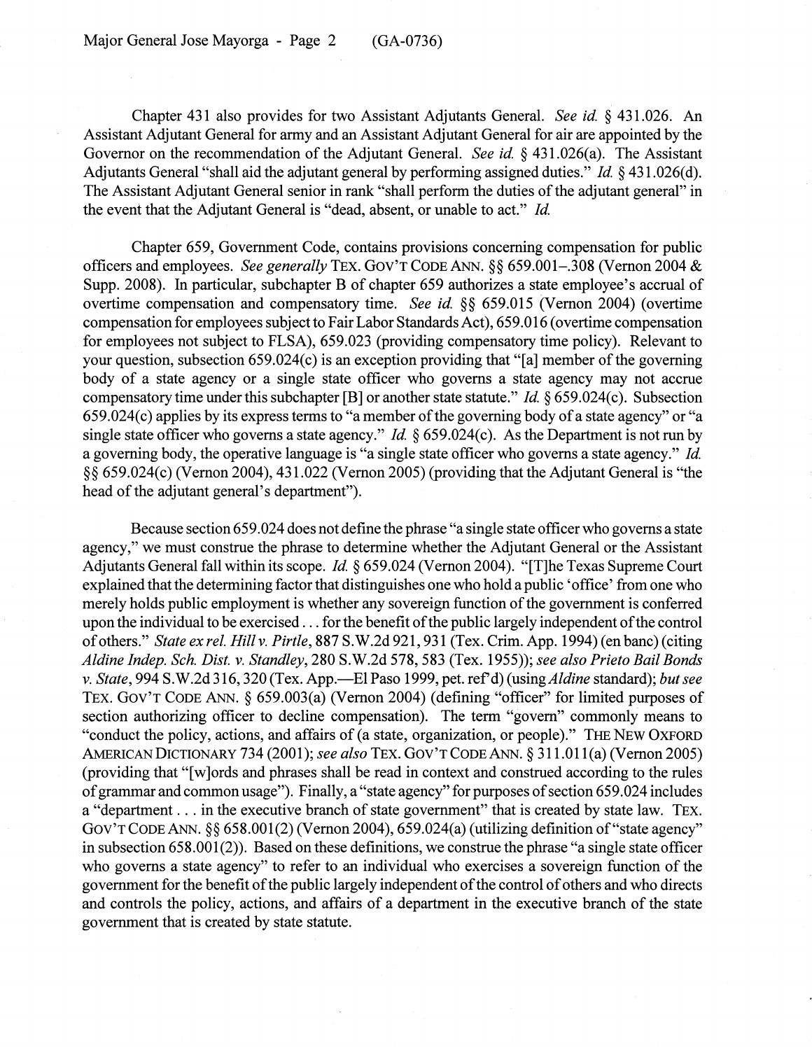Chapter 431 also provides for two Assistant Adjutants General. *See id.* § 431.026. An Assistant Adjutant General for army and an Assistant Adjutant General for air are appointed by the Governor on the recommendation of the Adjutant General. *See id.* § 431.026(a). The Assistant Adjutants General "shall aid the adjutant general by performing assigned duties." *Id.* § 431.026(d). The Assistant Adjutant General senior in rank "shall perform the duties of the adjutant general" in the event that the Adjutant General is "dead, absent, or unable to act." *Id.*

Chapter 659, Government Code, contains provisions concerning compensation for public officers and employees. *See generally* TEX. GOV'T CODE ANN. §§ 659.001–.308 (Vernon 2004 & Supp. 2008). In particular, subchapter B of chapter 659 authorizes a state employee's accrual of overtime compensation and compensatory time. *See id.* §§ 659.015 (Vernon 2004) (overtime compensation for employees subject to Fair Labor Standards Act), 659.016 (overtime compensation for employees not subject to FLSA), 659.023 (providing compensatory time policy). Relevant to your question, subsection 659.024(c) is an exception providing that "[a] member of the governing body of a state agency or a single state officer who governs a state agency may not accrue compensatory time under this subchapter [B] or another state statute." *Id.* § 659.024(c). Subsection 659.024(c) applies by its express terms to "a member of the governing body of a state agency" or "a single state officer who governs a state agency." *Id.* § 659.024(c). As the Department is not run by a governing body, the operative language is "a single state officer who governs a state agency." *Id.* §§ 659.024(c) (Vernon 2004), 431.022 (Vernon 2005) (providing that the Adjutant General is "the head of the adjutant general's department").

Because section 659.024 does not define the phrase "a single state officer who governs a state agency," we must construe the phrase to determine whether the Adjutant General or the Assistant Adjutants General fall within its scope. *Id.* § 659.024 (Vernon 2004). "[T]he Texas Supreme Court explained that the determining factor that distinguishes one who hold a public 'office' from one who merely holds public employment is whether any sovereign function of the government is conferred upon the individual to be exercised . . . for the benefit of the public largely independent of the control of others." *State ex rel. Hill v. Pirtle*, 887 S.W.2d 921, 931 (Tex. Crim. App. 1994) (en banc) (citing *Aldine Indep. Sch. Dist. v. Standley*, 280 S.W.2d 578, 583 (Tex. 1955)); *see also Prieto Bail Bonds v. State*, 994 S.W.2d 316, 320 (Tex. App.—El Paso 1999, pet. ref'd) (using *Aldine* standard); *but see* TEX. GOV'T CODE ANN. § 659.003(a) (Vernon 2004) (defining "officer" for limited purposes of section authorizing officer to decline compensation). The term "govern" commonly means to "conduct the policy, actions, and affairs of (a state, organization, or people)." THE NEW OXFORD AMERICAN DICTIONARY 734 (2001); *see also* TEX. GOV'T CODE ANN. § 311.011(a) (Vernon 2005) (providing that "[w]ords and phrases shall be read in context and construed according to the rules of grammar and common usage"). Finally, a "state agency" for purposes of section 659.024 includes a "department . . . in the executive branch of state government" that is created by state law. TEX. GOV'T CODE ANN. §§ 658.001(2) (Vernon 2004), 659.024(a) (utilizing definition of "state agency" in subsection 658.001(2)). Based on these definitions, we construe the phrase "a single state officer who governs a state agency" to refer to an individual who exercises a sovereign function of the government for the benefit of the public largely independent of the control of others and who directs and controls the policy, actions, and affairs of a department in the executive branch of the state government that is created by state statute.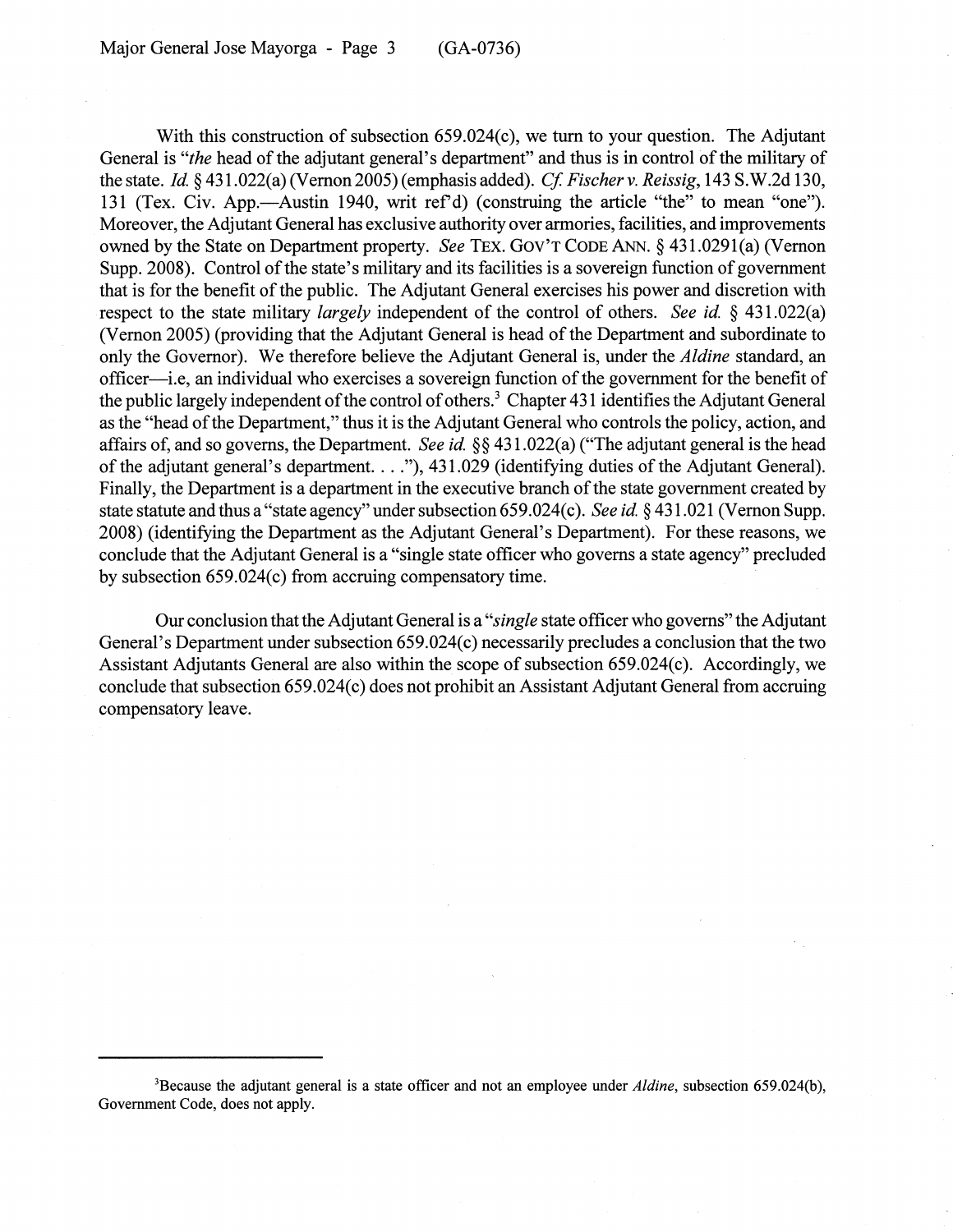With this construction of subsection 659.024(c), we turn to your question. The Adjutant General is "*the* head of the adjutant general's department" and thus is in control of the military of the state. *Id.* § 431.022(a) (Vernon 2005) (emphasis added). *Cf. Fischer v. Reissig*, 143 S.W.2d 130, 131 (Tex. Civ. App.—Austin 1940, writ ref'd) (construing the article "the" to mean "one"). Moreover, the Adjutant General has exclusive authority over armories, facilities, and improvements owned by the State on Department property. *See* TEX. GOV'T CODE ANN. § 431.0291(a) (Vernon Supp. 2008). Control of the state's military and its facilities is a sovereign function of government that is for the benefit of the public. The Adjutant General exercises his power and discretion with respect to the state military *largely* independent of the control of others. *See id.* § 431.022(a) (Vernon 2005) (providing that the Adjutant General is head of the Department and subordinate to only the Governor). We therefore believe the Adjutant General is, under the *Aldine* standard, an officer—i.e, an individual who exercises a sovereign function of the government for the benefit of the public largely independent of the control of others.[3] Chapter 431 identifies the Adjutant General as the "head of the Department," thus it is the Adjutant General who controls the policy, action, and affairs of, and so governs, the Department. *See id.* §§ 431.022(a) ("The adjutant general is the head of the adjutant general's department. . . ."), 431.029 (identifying duties of the Adjutant General). Finally, the Department is a department in the executive branch of the state government created by state statute and thus a "state agency" under subsection 659.024(c). *See id.* § 431.021 (Vernon Supp. 2008) (identifying the Department as the Adjutant General's Department). For these reasons, we conclude that the Adjutant General is a "single state officer who governs a state agency" precluded by subsection 659.024(c) from accruing compensatory time.

Our conclusion that the Adjutant General is a "*single* state officer who governs" the Adjutant General's Department under subsection 659.024(c) necessarily precludes a conclusion that the two Assistant Adjutants General are also within the scope of subsection 659.024(c). Accordingly, we conclude that subsection 659.024(c) does not prohibit an Assistant Adjutant General from accruing compensatory leave.

---

[3]Because the adjutant general is a state officer and not an employee under *Aldine*, subsection 659.024(b), Government Code, does not apply.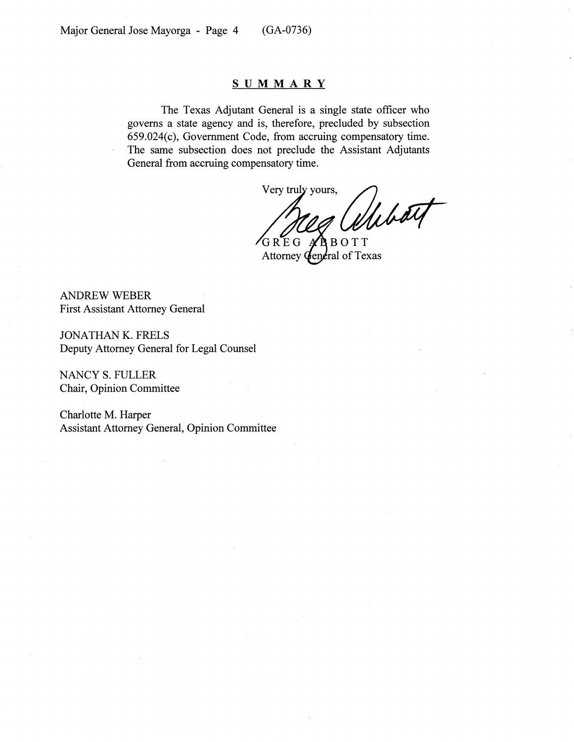## S U M M A R Y

The Texas Adjutant General is a single state officer who governs a state agency and is, therefore, precluded by subsection 659.024(c), Government Code, from accruing compensatory time. The same subsection does not preclude the Assistant Adjutants General from accruing compensatory time.

Very truly yours,

GREG ABBOTT
Attorney General of Texas

ANDREW WEBER
First Assistant Attorney General

JONATHAN K. FRELS
Deputy Attorney General for Legal Counsel

NANCY S. FULLER
Chair, Opinion Committee

Charlotte M. Harper
Assistant Attorney General, Opinion Committee